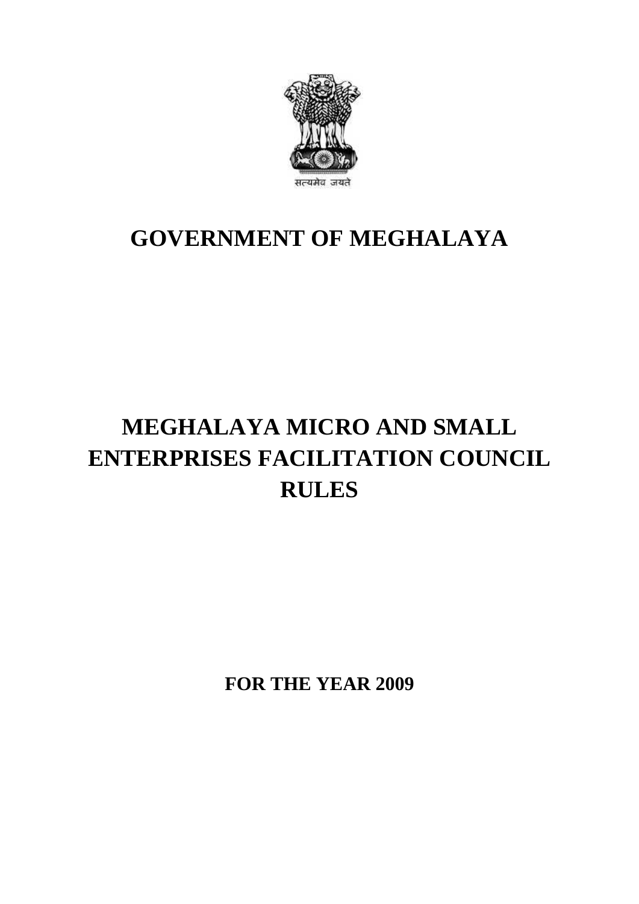सत्यमेव जयते

# GOVERNMENT OF MEGHALAYA

# MEGHALAYA MICRO AND SMALL ENTERPRISES FACILITATION COUNCIL RULES

**FOR THE YEAR 2009**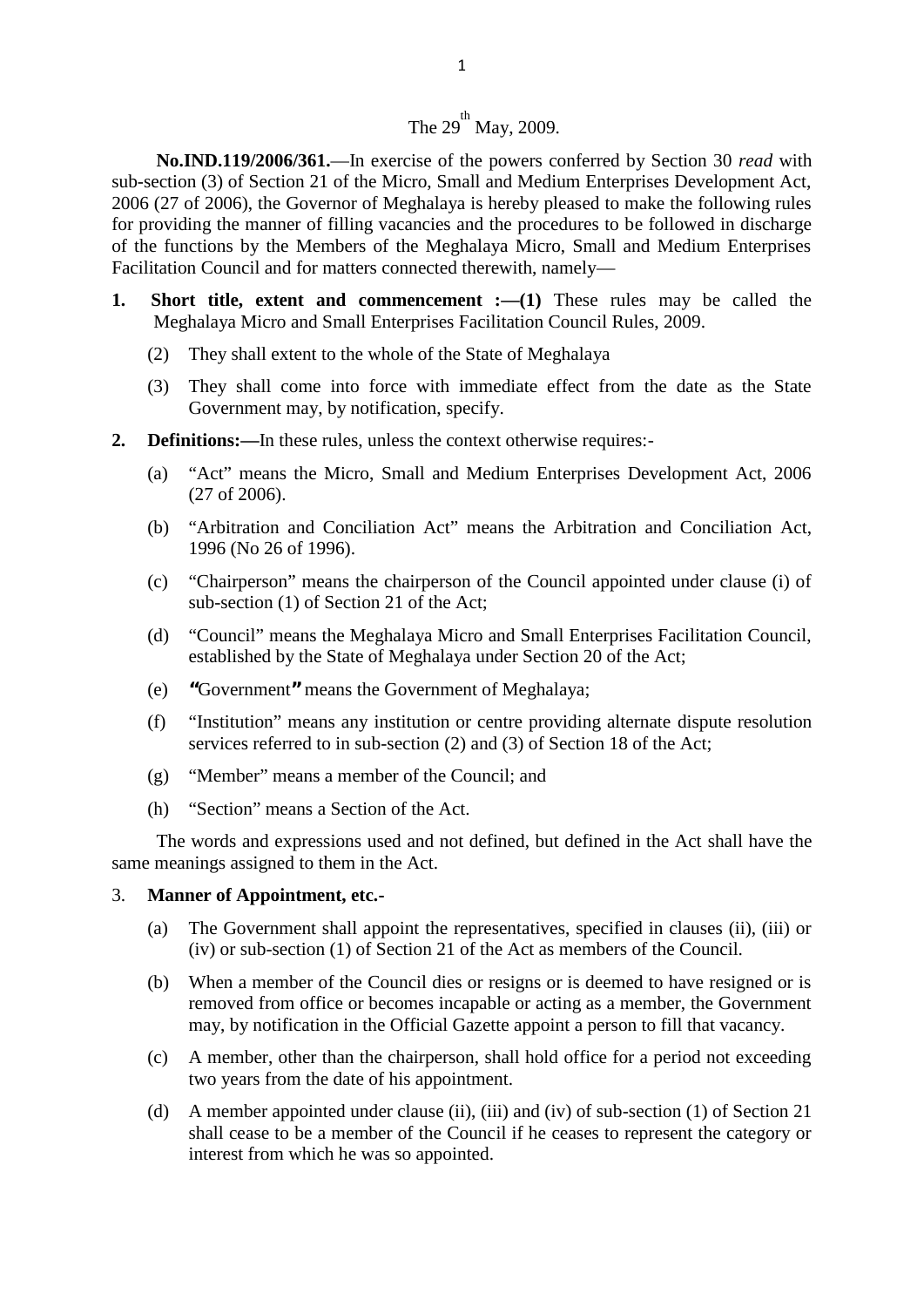The 29th May, 2009.

**No.IND.119/2006/361.**—In exercise of the powers conferred by Section 30 *read* with sub-section (3) of Section 21 of the Micro, Small and Medium Enterprises Development Act, 2006 (27 of 2006), the Governor of Meghalaya is hereby pleased to make the following rules for providing the manner of filling vacancies and the procedures to be followed in discharge of the functions by the Members of the Meghalaya Micro, Small and Medium Enterprises Facilitation Council and for matters connected therewith, namely—

**1. Short title, extent and commencement :—(1)** These rules may be called the Meghalaya Micro and Small Enterprises Facilitation Council Rules, 2009.

(2) They shall extent to the whole of the State of Meghalaya

(3) They shall come into force with immediate effect from the date as the State Government may, by notification, specify.

**2. Definitions:—**In these rules, unless the context otherwise requires:-

(a) "Act" means the Micro, Small and Medium Enterprises Development Act, 2006 (27 of 2006).

(b) "Arbitration and Conciliation Act" means the Arbitration and Conciliation Act, 1996 (No 26 of 1996).

(c) "Chairperson" means the chairperson of the Council appointed under clause (i) of sub-section (1) of Section 21 of the Act;

(d) "Council" means the Meghalaya Micro and Small Enterprises Facilitation Council, established by the State of Meghalaya under Section 20 of the Act;

(e) "Government" means the Government of Meghalaya;

(f) "Institution" means any institution or centre providing alternate dispute resolution services referred to in sub-section (2) and (3) of Section 18 of the Act;

(g) "Member" means a member of the Council; and

(h) "Section" means a Section of the Act.

The words and expressions used and not defined, but defined in the Act shall have the same meanings assigned to them in the Act.

3. **Manner of Appointment, etc.-**

(a) The Government shall appoint the representatives, specified in clauses (ii), (iii) or (iv) or sub-section (1) of Section 21 of the Act as members of the Council.

(b) When a member of the Council dies or resigns or is deemed to have resigned or is removed from office or becomes incapable or acting as a member, the Government may, by notification in the Official Gazette appoint a person to fill that vacancy.

(c) A member, other than the chairperson, shall hold office for a period not exceeding two years from the date of his appointment.

(d) A member appointed under clause (ii), (iii) and (iv) of sub-section (1) of Section 21 shall cease to be a member of the Council if he ceases to represent the category or interest from which he was so appointed.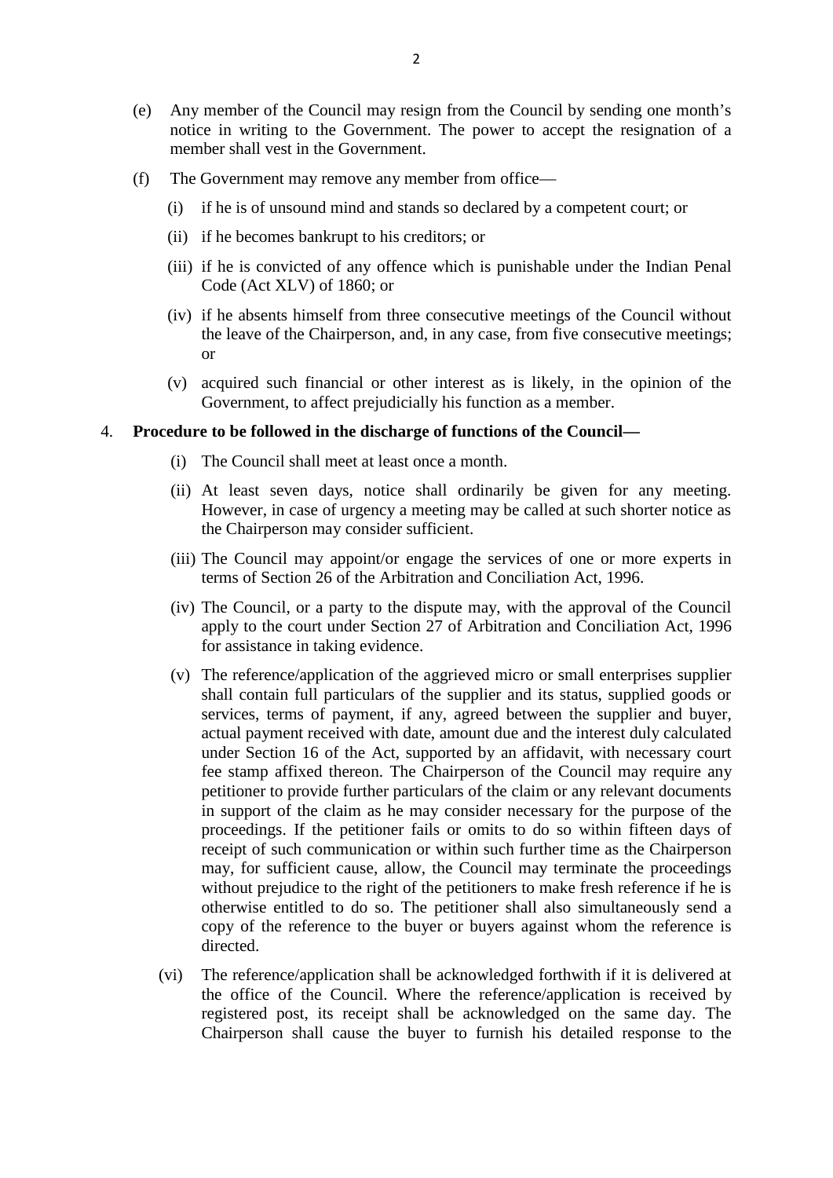(e) Any member of the Council may resign from the Council by sending one month's notice in writing to the Government. The power to accept the resignation of a member shall vest in the Government.

(f) The Government may remove any member from office—

  (i) if he is of unsound mind and stands so declared by a competent court; or

  (ii) if he becomes bankrupt to his creditors; or

  (iii) if he is convicted of any offence which is punishable under the Indian Penal Code (Act XLV) of 1860; or

  (iv) if he absents himself from three consecutive meetings of the Council without the leave of the Chairperson, and, in any case, from five consecutive meetings; or

  (v) acquired such financial or other interest as is likely, in the opinion of the Government, to affect prejudicially his function as a member.

4. **Procedure to be followed in the discharge of functions of the Council—**

  (i) The Council shall meet at least once a month.

  (ii) At least seven days, notice shall ordinarily be given for any meeting. However, in case of urgency a meeting may be called at such shorter notice as the Chairperson may consider sufficient.

  (iii) The Council may appoint/or engage the services of one or more experts in terms of Section 26 of the Arbitration and Conciliation Act, 1996.

  (iv) The Council, or a party to the dispute may, with the approval of the Council apply to the court under Section 27 of Arbitration and Conciliation Act, 1996 for assistance in taking evidence.

  (v) The reference/application of the aggrieved micro or small enterprises supplier shall contain full particulars of the supplier and its status, supplied goods or services, terms of payment, if any, agreed between the supplier and buyer, actual payment received with date, amount due and the interest duly calculated under Section 16 of the Act, supported by an affidavit, with necessary court fee stamp affixed thereon. The Chairperson of the Council may require any petitioner to provide further particulars of the claim or any relevant documents in support of the claim as he may consider necessary for the purpose of the proceedings. If the petitioner fails or omits to do so within fifteen days of receipt of such communication or within such further time as the Chairperson may, for sufficient cause, allow, the Council may terminate the proceedings without prejudice to the right of the petitioners to make fresh reference if he is otherwise entitled to do so. The petitioner shall also simultaneously send a copy of the reference to the buyer or buyers against whom the reference is directed.

  (vi) The reference/application shall be acknowledged forthwith if it is delivered at the office of the Council. Where the reference/application is received by registered post, its receipt shall be acknowledged on the same day. The Chairperson shall cause the buyer to furnish his detailed response to the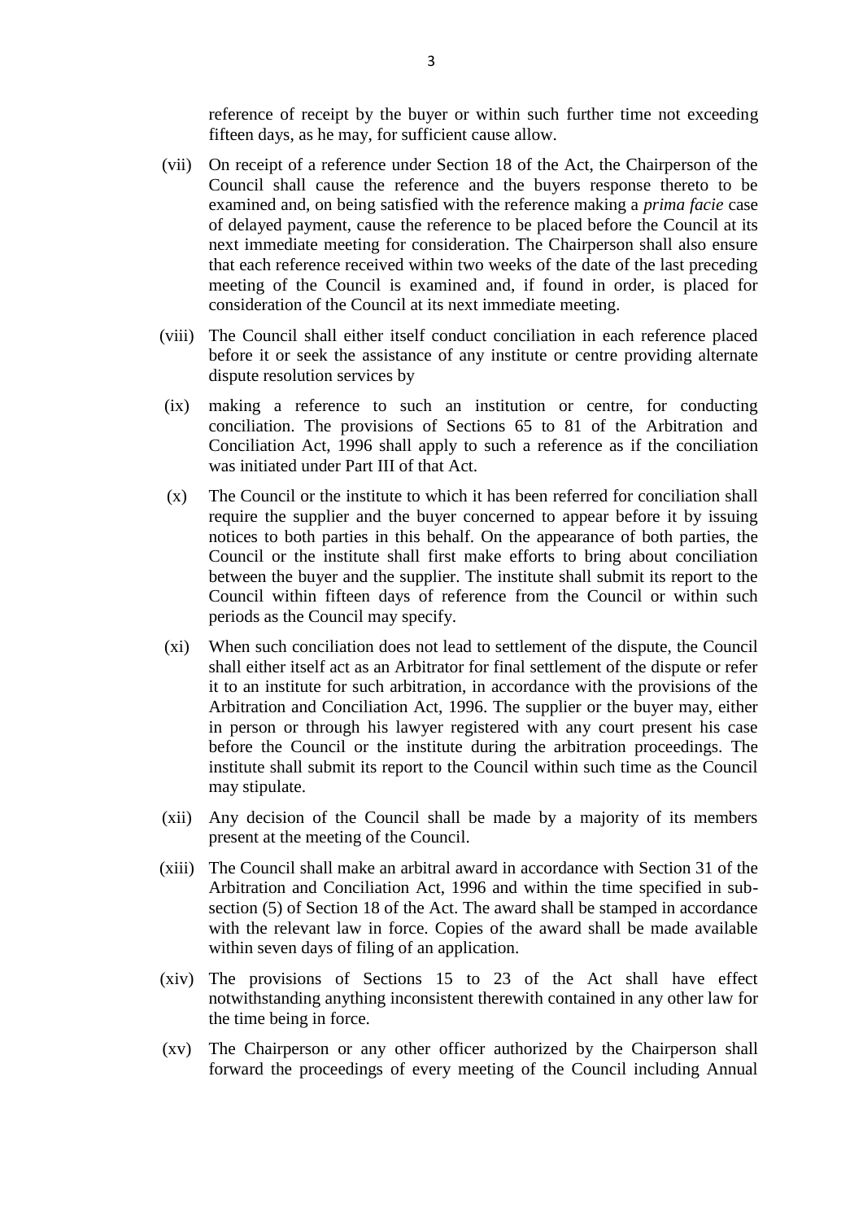reference of receipt by the buyer or within such further time not exceeding fifteen days, as he may, for sufficient cause allow.

(vii) On receipt of a reference under Section 18 of the Act, the Chairperson of the Council shall cause the reference and the buyers response thereto to be examined and, on being satisfied with the reference making a *prima facie* case of delayed payment, cause the reference to be placed before the Council at its next immediate meeting for consideration. The Chairperson shall also ensure that each reference received within two weeks of the date of the last preceding meeting of the Council is examined and, if found in order, is placed for consideration of the Council at its next immediate meeting.

(viii) The Council shall either itself conduct conciliation in each reference placed before it or seek the assistance of any institute or centre providing alternate dispute resolution services by

(ix) making a reference to such an institution or centre, for conducting conciliation. The provisions of Sections 65 to 81 of the Arbitration and Conciliation Act, 1996 shall apply to such a reference as if the conciliation was initiated under Part III of that Act.

(x) The Council or the institute to which it has been referred for conciliation shall require the supplier and the buyer concerned to appear before it by issuing notices to both parties in this behalf. On the appearance of both parties, the Council or the institute shall first make efforts to bring about conciliation between the buyer and the supplier. The institute shall submit its report to the Council within fifteen days of reference from the Council or within such periods as the Council may specify.

(xi) When such conciliation does not lead to settlement of the dispute, the Council shall either itself act as an Arbitrator for final settlement of the dispute or refer it to an institute for such arbitration, in accordance with the provisions of the Arbitration and Conciliation Act, 1996. The supplier or the buyer may, either in person or through his lawyer registered with any court present his case before the Council or the institute during the arbitration proceedings. The institute shall submit its report to the Council within such time as the Council may stipulate.

(xii) Any decision of the Council shall be made by a majority of its members present at the meeting of the Council.

(xiii) The Council shall make an arbitral award in accordance with Section 31 of the Arbitration and Conciliation Act, 1996 and within the time specified in sub-section (5) of Section 18 of the Act. The award shall be stamped in accordance with the relevant law in force. Copies of the award shall be made available within seven days of filing of an application.

(xiv) The provisions of Sections 15 to 23 of the Act shall have effect notwithstanding anything inconsistent therewith contained in any other law for the time being in force.

(xv) The Chairperson or any other officer authorized by the Chairperson shall forward the proceedings of every meeting of the Council including Annual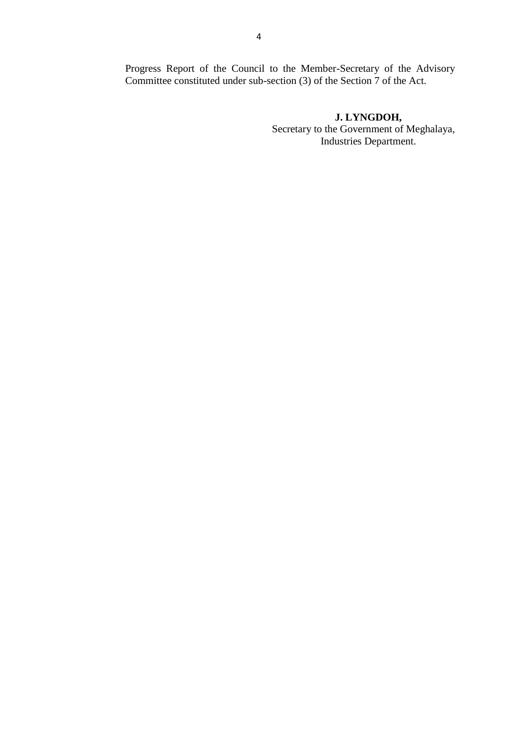Progress Report of the Council to the Member-Secretary of the Advisory Committee constituted under sub-section (3) of the Section 7 of the Act.

**J. LYNGDOH,**
Secretary to the Government of Meghalaya,
Industries Department.